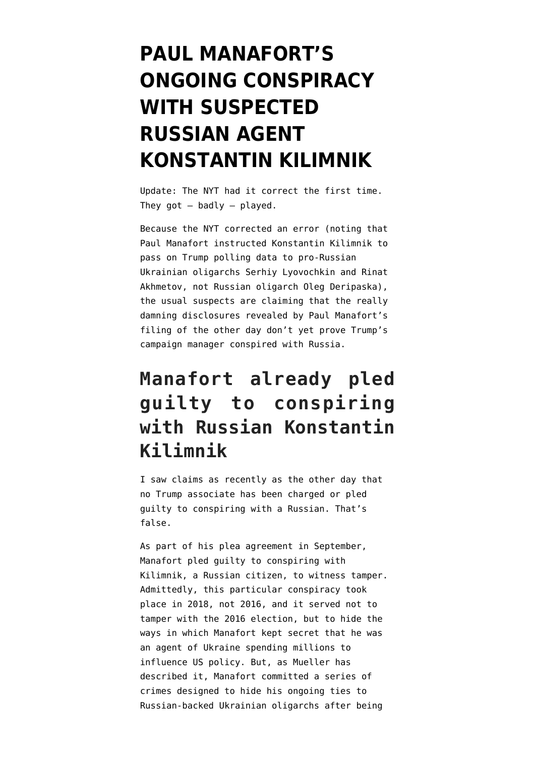# PAUL MANAFORT'S ONGOING CONSPIRACY WITH SUSPECTED RUSSIAN AGENT KONSTANTIN KILIMNIK

Update: The NYT had it correct the first time. They got — badly — played.

Because the NYT corrected an error (noting that Paul Manafort instructed Konstantin Kilimnik to pass on Trump polling data to pro-Russian Ukrainian oligarchs Serhiy Lyovochkin and Rinat Akhmetov, not Russian oligarch Oleg Deripaska), the usual suspects are claiming that the really damning disclosures revealed by Paul Manafort's filing of the other day don't yet prove Trump's campaign manager conspired with Russia.

## Manafort already pled guilty to conspiring with Russian Konstantin Kilimnik

I saw claims as recently as the other day that no Trump associate has been charged or pled guilty to conspiring with a Russian. That's false.

As part of his plea agreement in September, Manafort pled guilty to conspiring with Kilimnik, a Russian citizen, to witness tamper. Admittedly, this particular conspiracy took place in 2018, not 2016, and it served not to tamper with the 2016 election, but to hide the ways in which Manafort kept secret that he was an agent of Ukraine spending millions to influence US policy. But, as Mueller has described it, Manafort committed a series of crimes designed to hide his ongoing ties to Russian-backed Ukrainian oligarchs after being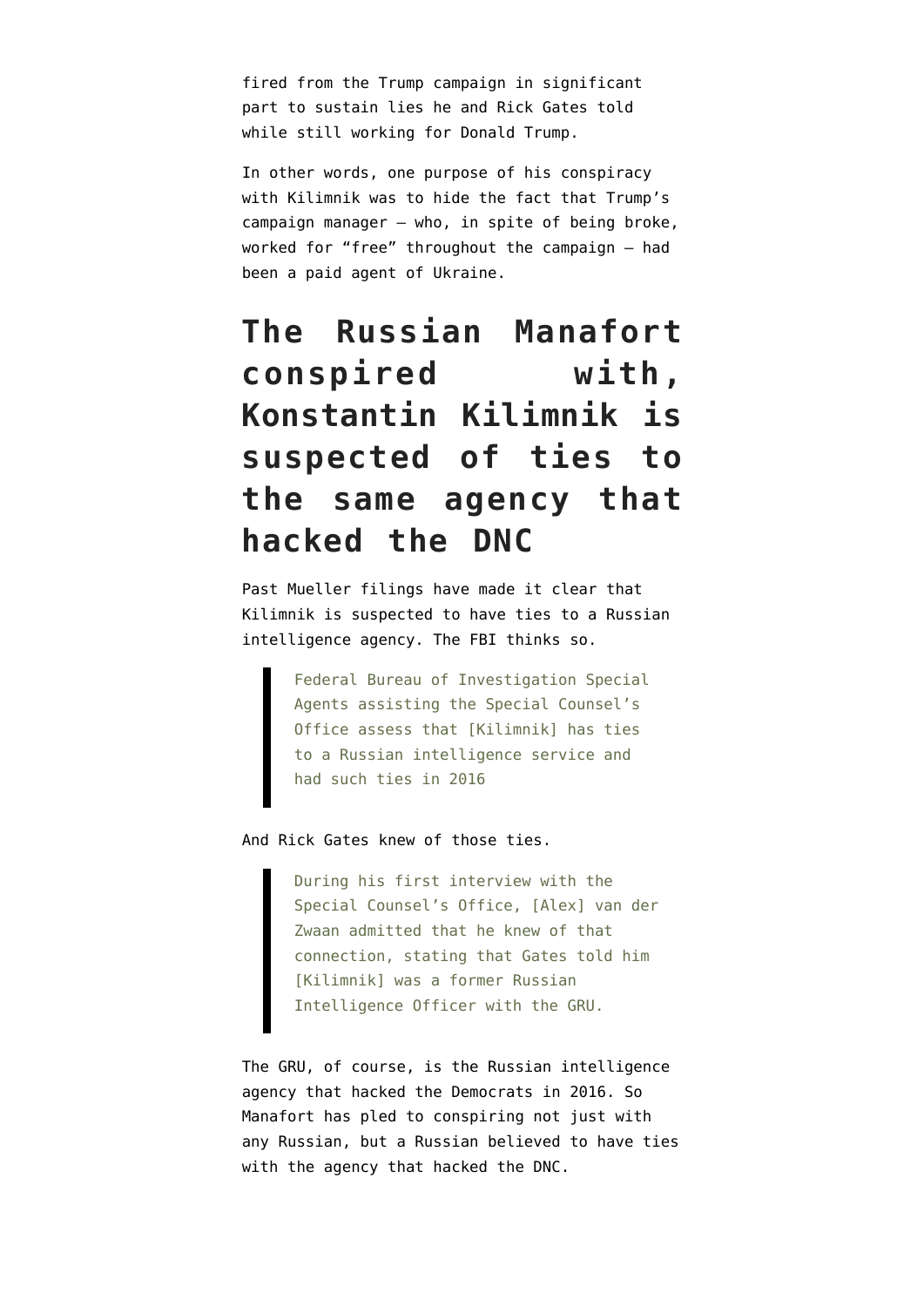fired from the Trump campaign in significant part to sustain lies he and Rick Gates told while still working for Donald Trump.

In other words, one purpose of his conspiracy with Kilimnik was to hide the fact that Trump's campaign manager — who, in spite of being broke, worked for "free" throughout the campaign — had been a paid agent of Ukraine.

# The Russian Manafort conspired with, Konstantin Kilimnik is suspected of ties to the same agency that hacked the DNC

Past Mueller filings have made it clear that Kilimnik is suspected to have ties to a Russian intelligence agency. The FBI thinks so.

> Federal Bureau of Investigation Special Agents assisting the Special Counsel's Office assess that [Kilimnik] has ties to a Russian intelligence service and had such ties in 2016

And Rick Gates knew of those ties.

> During his first interview with the Special Counsel's Office, [Alex] van der Zwaan admitted that he knew of that connection, stating that Gates told him [Kilimnik] was a former Russian Intelligence Officer with the GRU.

The GRU, of course, is the Russian intelligence agency that hacked the Democrats in 2016. So Manafort has pled to conspiring not just with any Russian, but a Russian believed to have ties with the agency that hacked the DNC.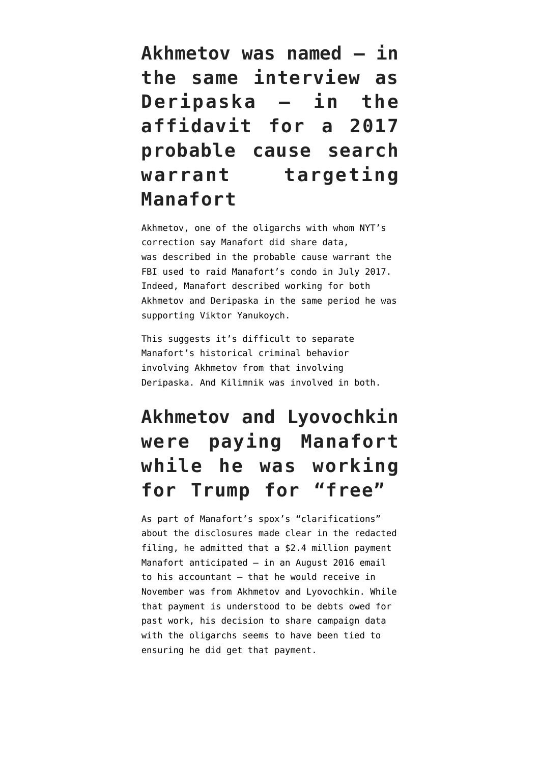## Akhmetov was named — in the same interview as Deripaska — in the affidavit for a 2017 probable cause search warrant targeting Manafort

Akhmetov, one of the oligarchs with whom NYT's correction say Manafort did share data, was described in the probable cause warrant the FBI used to raid Manafort's condo in July 2017. Indeed, Manafort described working for both Akhmetov and Deripaska in the same period he was supporting Viktor Yanukoych.

This suggests it's difficult to separate Manafort's historical criminal behavior involving Akhmetov from that involving Deripaska. And Kilimnik was involved in both.

## Akhmetov and Lyovochkin were paying Manafort while he was working for Trump for "free"

As part of Manafort's spox's "clarifications" about the disclosures made clear in the redacted filing, he admitted that a $2.4 million payment Manafort anticipated — in an August 2016 email to his accountant — that he would receive in November was from Akhmetov and Lyovochkin. While that payment is understood to be debts owed for past work, his decision to share campaign data with the oligarchs seems to have been tied to ensuring he did get that payment.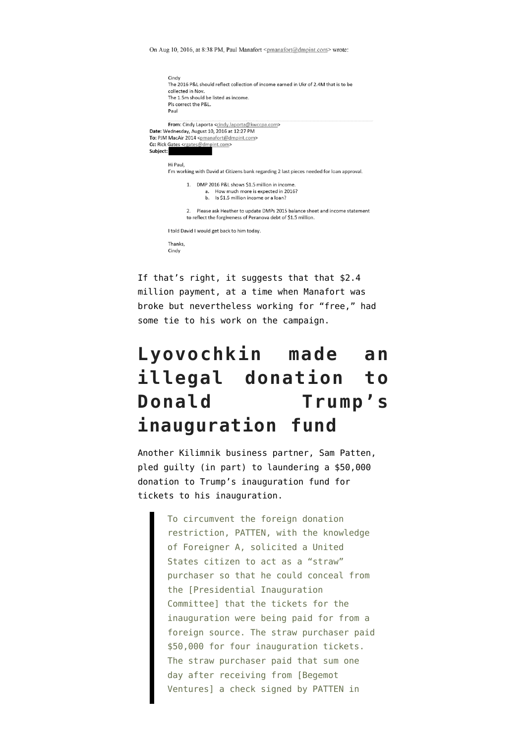On Aug 10, 2016, at 8:38 PM, Paul Manafort <pmanafort@dmpint.com> wrote:

Cindy
The 2016 P&L should reflect collection of income earned in Ukr of 2.4M that is to be collected in Nov.
The 1.5m should be listed as income.
Pls correct the P&L.
Paul

**From:** Cindy Laporta <cindy.laporta@kwccpa.com>
**Date:** Wednesday, August 10, 2016 at 12:27 PM
**To:** PJM MacAir 2014 <pmanafort@dmpint.com>
**Cc:** Rick Gates <rgates@dmpint.com>
**Subject:**

Hi Paul,
I'm working with David at Citizens bank regarding 2 last pieces needed for loan approval.

1. DMP 2016 P&L shows $1.5 million in income.
   a. How much more is expected in 2016?
   b. Is $1.5 million income or a loan?

2. Please ask Heather to update DMPs 2015 balance sheet and income statement to reflect the forgiveness of Peranova debt of $1.5 million.

I told David I would get back to him today.

Thanks,
Cindy

If that's right, it suggests that that $2.4 million payment, at a time when Manafort was broke but nevertheless working for "free," had some tie to his work on the campaign.

## Lyovochkin made an illegal donation to Donald Trump's inauguration fund

Another Kilimnik business partner, Sam Patten, pled guilty (in part) to laundering a $50,000 donation to Trump's inauguration fund for tickets to his inauguration.

> To circumvent the foreign donation restriction, PATTEN, with the knowledge of Foreigner A, solicited a United States citizen to act as a "straw" purchaser so that he could conceal from the [Presidential Inauguration Committee] that the tickets for the inauguration were being paid for from a foreign source. The straw purchaser paid $50,000 for four inauguration tickets. The straw purchaser paid that sum one day after receiving from [Begemot Ventures] a check signed by PATTEN in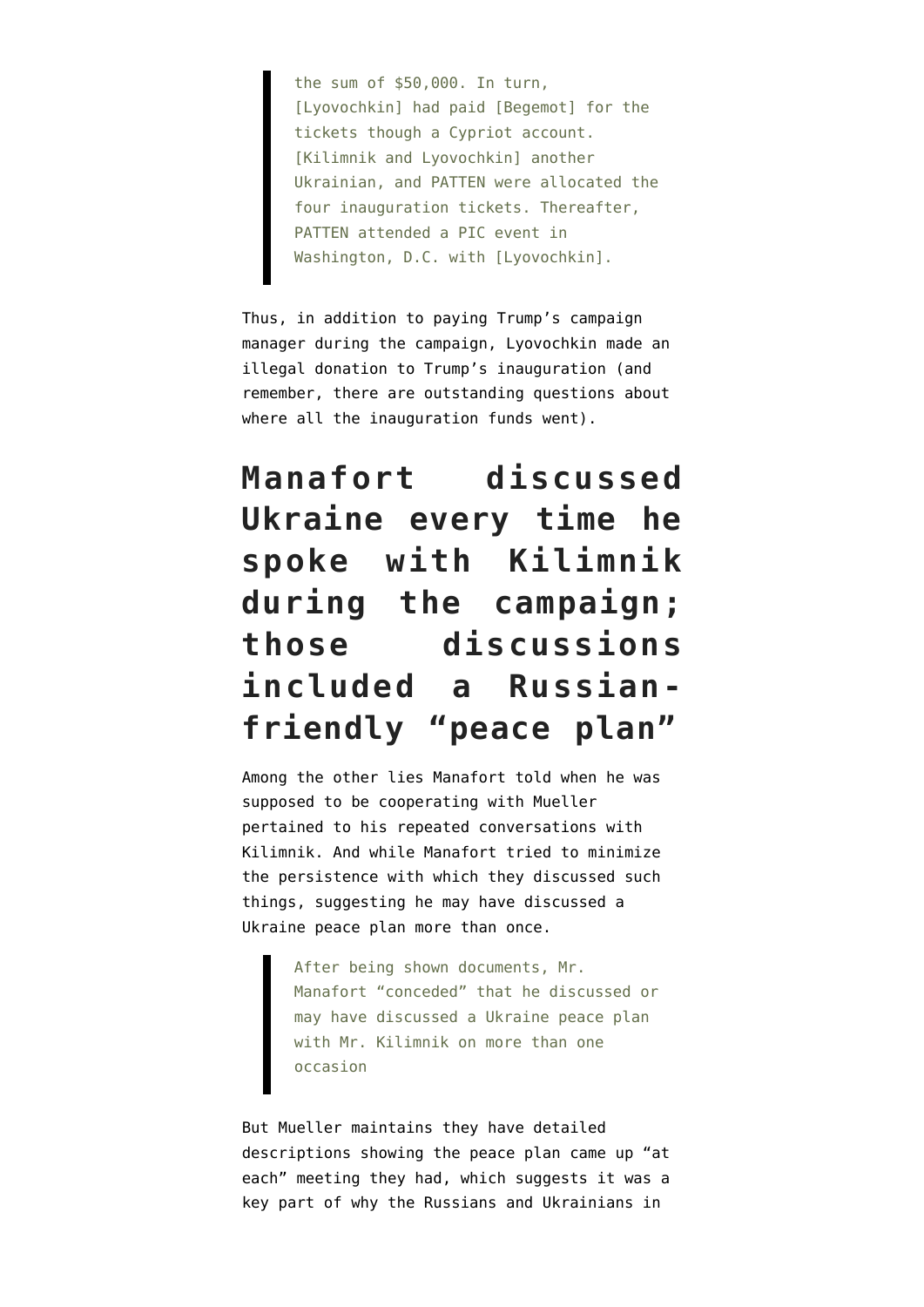> the sum of $50,000. In turn, [Lyovochkin] had paid [Begemot] for the tickets though a Cypriot account. [Kilimnik and Lyovochkin] another Ukrainian, and PATTEN were allocated the four inauguration tickets. Thereafter, PATTEN attended a PIC event in Washington, D.C. with [Lyovochkin].

Thus, in addition to paying Trump's campaign manager during the campaign, Lyovochkin made an illegal donation to Trump's inauguration (and remember, there are outstanding questions about where all the inauguration funds went).

## Manafort discussed Ukraine every time he spoke with Kilimnik during the campaign; those discussions included a Russian-friendly "peace plan"

Among the other lies Manafort told when he was supposed to be cooperating with Mueller pertained to his repeated conversations with Kilimnik. And while Manafort tried to minimize the persistence with which they discussed such things, suggesting he may have discussed a Ukraine peace plan more than once.

> After being shown documents, Mr. Manafort "conceded" that he discussed or may have discussed a Ukraine peace plan with Mr. Kilimnik on more than one occasion

But Mueller maintains they have detailed descriptions showing the peace plan came up "at each" meeting they had, which suggests it was a key part of why the Russians and Ukrainians in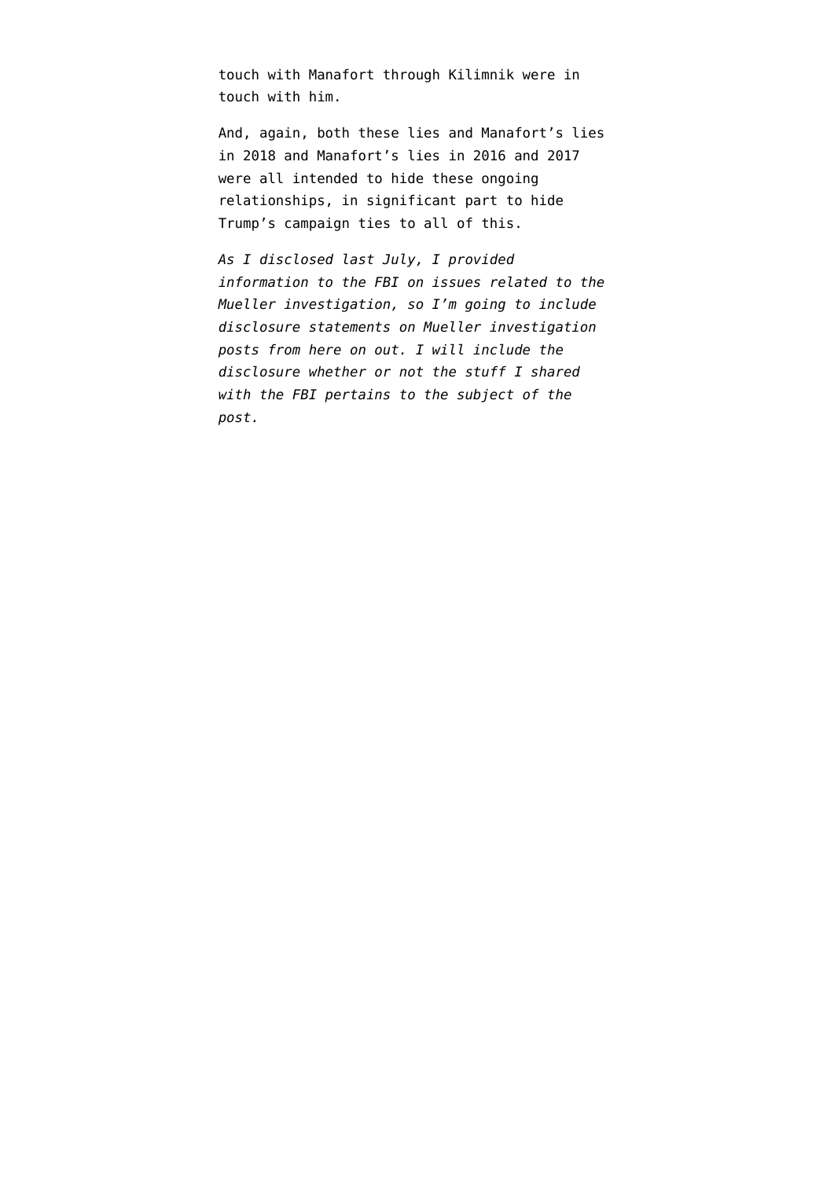touch with Manafort through Kilimnik were in touch with him.

And, again, both these lies and Manafort's lies in 2018 and Manafort's lies in 2016 and 2017 were all intended to hide these ongoing relationships, in significant part to hide Trump's campaign ties to all of this.

*As I disclosed last July, I provided information to the FBI on issues related to the Mueller investigation, so I'm going to include disclosure statements on Mueller investigation posts from here on out. I will include the disclosure whether or not the stuff I shared with the FBI pertains to the subject of the post.*